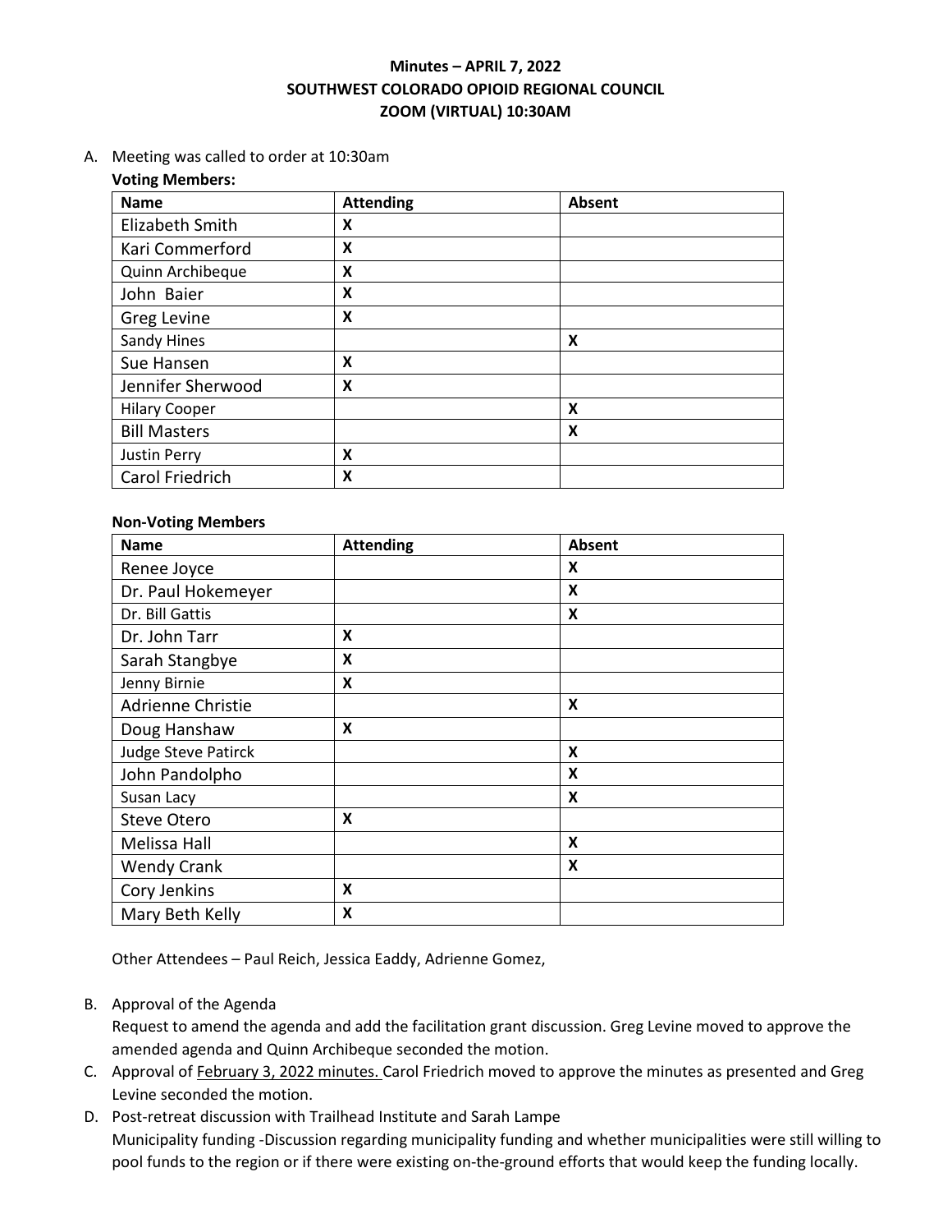**Minutes – APRIL 7, 2022**
**SOUTHWEST COLORADO OPIOID REGIONAL COUNCIL**
**ZOOM (VIRTUAL) 10:30AM**

A. Meeting was called to order at 10:30am

**Voting Members:**

| Name | Attending | Absent |
|---|---|---|
| Elizabeth Smith | X | |
| Kari Commerford | X | |
| Quinn Archibeque | X | |
| John Baier | X | |
| Greg Levine | X | |
| Sandy Hines | | X |
| Sue Hansen | X | |
| Jennifer Sherwood | X | |
| Hilary Cooper | | X |
| Bill Masters | | X |
| Justin Perry | X | |
| Carol Friedrich | X | |

**Non-Voting Members**

| Name | Attending | Absent |
|---|---|---|
| Renee Joyce | | X |
| Dr. Paul Hokemeyer | | X |
| Dr. Bill Gattis | | X |
| Dr. John Tarr | X | |
| Sarah Stangbye | X | |
| Jenny Birnie | X | |
| Adrienne Christie | | X |
| Doug Hanshaw | X | |
| Judge Steve Patirck | | X |
| John Pandolpho | | X |
| Susan Lacy | | X |
| Steve Otero | X | |
| Melissa Hall | | X |
| Wendy Crank | | X |
| Cory Jenkins | X | |
| Mary Beth Kelly | X | |

Other Attendees – Paul Reich, Jessica Eaddy, Adrienne Gomez,

B. Approval of the Agenda
Request to amend the agenda and add the facilitation grant discussion. Greg Levine moved to approve the amended agenda and Quinn Archibeque seconded the motion.

C. Approval of February 3, 2022 minutes. Carol Friedrich moved to approve the minutes as presented and Greg Levine seconded the motion.

D. Post-retreat discussion with Trailhead Institute and Sarah Lampe
Municipality funding -Discussion regarding municipality funding and whether municipalities were still willing to pool funds to the region or if there were existing on-the-ground efforts that would keep the funding locally.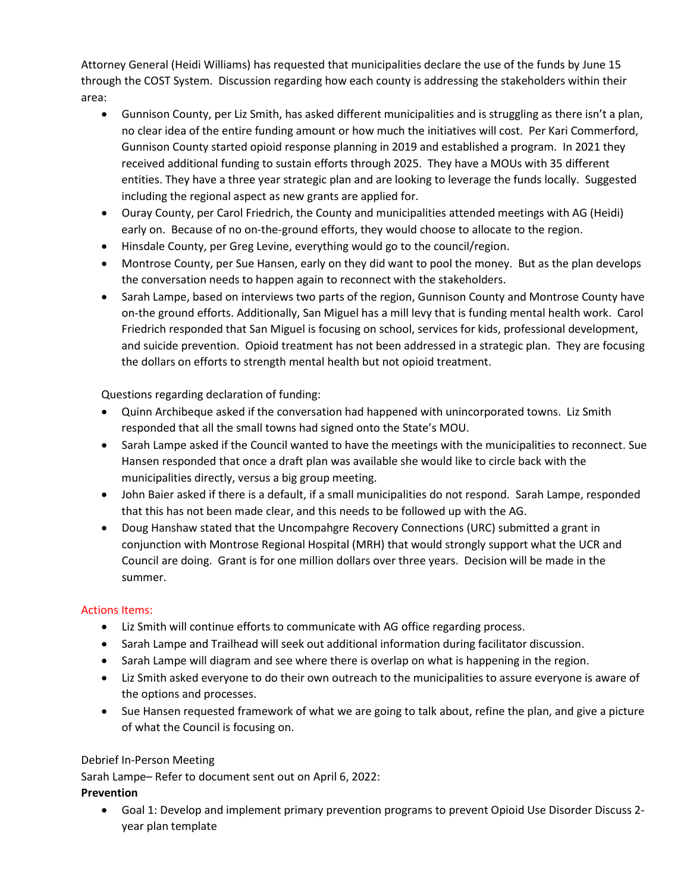Attorney General (Heidi Williams) has requested that municipalities declare the use of the funds by June 15 through the COST System. Discussion regarding how each county is addressing the stakeholders within their area:

- Gunnison County, per Liz Smith, has asked different municipalities and is struggling as there isn't a plan, no clear idea of the entire funding amount or how much the initiatives will cost. Per Kari Commerford, Gunnison County started opioid response planning in 2019 and established a program. In 2021 they received additional funding to sustain efforts through 2025. They have a MOUs with 35 different entities. They have a three year strategic plan and are looking to leverage the funds locally. Suggested including the regional aspect as new grants are applied for.
- Ouray County, per Carol Friedrich, the County and municipalities attended meetings with AG (Heidi) early on. Because of no on-the-ground efforts, they would choose to allocate to the region.
- Hinsdale County, per Greg Levine, everything would go to the council/region.
- Montrose County, per Sue Hansen, early on they did want to pool the money. But as the plan develops the conversation needs to happen again to reconnect with the stakeholders.
- Sarah Lampe, based on interviews two parts of the region, Gunnison County and Montrose County have on-the ground efforts. Additionally, San Miguel has a mill levy that is funding mental health work. Carol Friedrich responded that San Miguel is focusing on school, services for kids, professional development, and suicide prevention. Opioid treatment has not been addressed in a strategic plan. They are focusing the dollars on efforts to strength mental health but not opioid treatment.

Questions regarding declaration of funding:

- Quinn Archibeque asked if the conversation had happened with unincorporated towns. Liz Smith responded that all the small towns had signed onto the State's MOU.
- Sarah Lampe asked if the Council wanted to have the meetings with the municipalities to reconnect. Sue Hansen responded that once a draft plan was available she would like to circle back with the municipalities directly, versus a big group meeting.
- John Baier asked if there is a default, if a small municipalities do not respond. Sarah Lampe, responded that this has not been made clear, and this needs to be followed up with the AG.
- Doug Hanshaw stated that the Uncompahgre Recovery Connections (URC) submitted a grant in conjunction with Montrose Regional Hospital (MRH) that would strongly support what the UCR and Council are doing. Grant is for one million dollars over three years. Decision will be made in the summer.

Actions Items:

- Liz Smith will continue efforts to communicate with AG office regarding process.
- Sarah Lampe and Trailhead will seek out additional information during facilitator discussion.
- Sarah Lampe will diagram and see where there is overlap on what is happening in the region.
- Liz Smith asked everyone to do their own outreach to the municipalities to assure everyone is aware of the options and processes.
- Sue Hansen requested framework of what we are going to talk about, refine the plan, and give a picture of what the Council is focusing on.

Debrief In-Person Meeting

Sarah Lampe– Refer to document sent out on April 6, 2022:

**Prevention**

- Goal 1: Develop and implement primary prevention programs to prevent Opioid Use Disorder Discuss 2-year plan template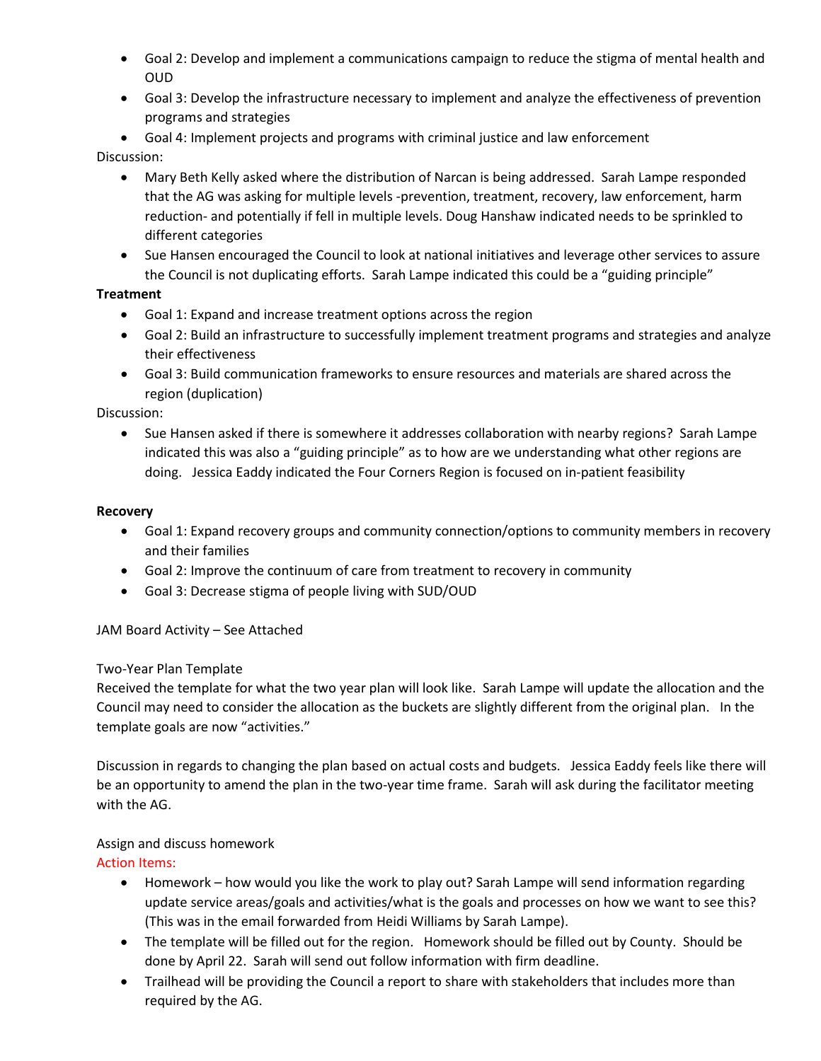- Goal 2: Develop and implement a communications campaign to reduce the stigma of mental health and OUD
- Goal 3: Develop the infrastructure necessary to implement and analyze the effectiveness of prevention programs and strategies
- Goal 4: Implement projects and programs with criminal justice and law enforcement

Discussion:

- Mary Beth Kelly asked where the distribution of Narcan is being addressed. Sarah Lampe responded that the AG was asking for multiple levels -prevention, treatment, recovery, law enforcement, harm reduction- and potentially if fell in multiple levels. Doug Hanshaw indicated needs to be sprinkled to different categories
- Sue Hansen encouraged the Council to look at national initiatives and leverage other services to assure the Council is not duplicating efforts. Sarah Lampe indicated this could be a "guiding principle"

**Treatment**

- Goal 1: Expand and increase treatment options across the region
- Goal 2: Build an infrastructure to successfully implement treatment programs and strategies and analyze their effectiveness
- Goal 3: Build communication frameworks to ensure resources and materials are shared across the region (duplication)

Discussion:

- Sue Hansen asked if there is somewhere it addresses collaboration with nearby regions? Sarah Lampe indicated this was also a "guiding principle" as to how are we understanding what other regions are doing. Jessica Eaddy indicated the Four Corners Region is focused on in-patient feasibility

**Recovery**

- Goal 1: Expand recovery groups and community connection/options to community members in recovery and their families
- Goal 2: Improve the continuum of care from treatment to recovery in community
- Goal 3: Decrease stigma of people living with SUD/OUD

JAM Board Activity – See Attached

Two-Year Plan Template

Received the template for what the two year plan will look like. Sarah Lampe will update the allocation and the Council may need to consider the allocation as the buckets are slightly different from the original plan. In the template goals are now "activities."

Discussion in regards to changing the plan based on actual costs and budgets. Jessica Eaddy feels like there will be an opportunity to amend the plan in the two-year time frame. Sarah will ask during the facilitator meeting with the AG.

Assign and discuss homework

Action Items:

- Homework – how would you like the work to play out? Sarah Lampe will send information regarding update service areas/goals and activities/what is the goals and processes on how we want to see this? (This was in the email forwarded from Heidi Williams by Sarah Lampe).
- The template will be filled out for the region. Homework should be filled out by County. Should be done by April 22. Sarah will send out follow information with firm deadline.
- Trailhead will be providing the Council a report to share with stakeholders that includes more than required by the AG.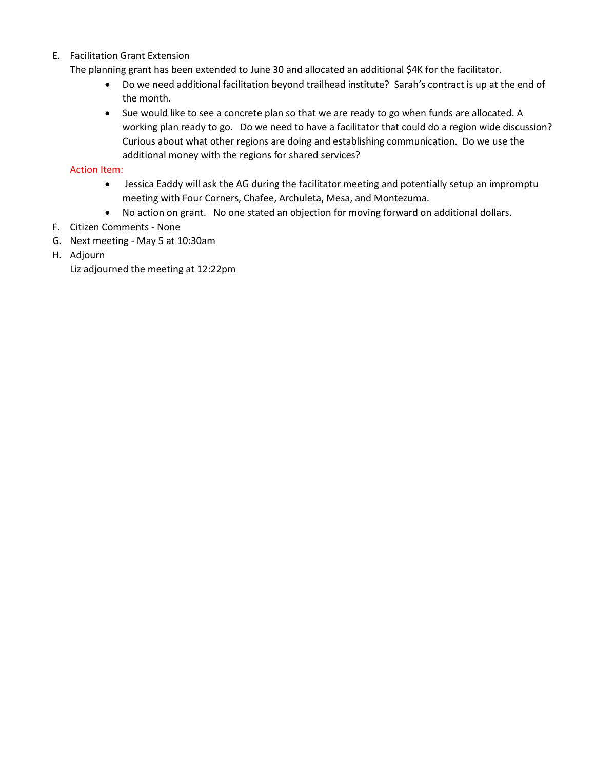E. Facilitation Grant Extension

   The planning grant has been extended to June 30 and allocated an additional $4K for the facilitator.

   - Do we need additional facilitation beyond trailhead institute? Sarah's contract is up at the end of the month.
   - Sue would like to see a concrete plan so that we are ready to go when funds are allocated. A working plan ready to go. Do we need to have a facilitator that could do a region wide discussion? Curious about what other regions are doing and establishing communication. Do we use the additional money with the regions for shared services?

   Action Item:

   - Jessica Eaddy will ask the AG during the facilitator meeting and potentially setup an impromptu meeting with Four Corners, Chafee, Archuleta, Mesa, and Montezuma.
   - No action on grant. No one stated an objection for moving forward on additional dollars.

F. Citizen Comments - None

G. Next meeting - May 5 at 10:30am

H. Adjourn

   Liz adjourned the meeting at 12:22pm